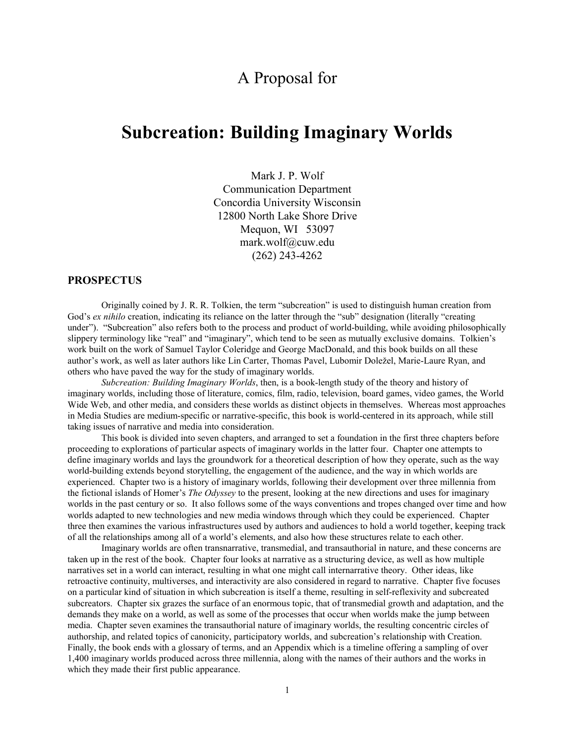# A Proposal for

# Subcreation: Building Imaginary Worlds

Mark J. P. Wolf
Communication Department
Concordia University Wisconsin
12800 North Lake Shore Drive
Mequon, WI 53097
mark.wolf@cuw.edu
(262) 243-4262

## PROSPECTUS

Originally coined by J. R. R. Tolkien, the term "subcreation" is used to distinguish human creation from God's *ex nihilo* creation, indicating its reliance on the latter through the "sub" designation (literally "creating under"). "Subcreation" also refers both to the process and product of world-building, while avoiding philosophically slippery terminology like "real" and "imaginary", which tend to be seen as mutually exclusive domains. Tolkien's work built on the work of Samuel Taylor Coleridge and George MacDonald, and this book builds on all these author's work, as well as later authors like Lin Carter, Thomas Pavel, Lubomir Doležel, Marie-Laure Ryan, and others who have paved the way for the study of imaginary worlds.

*Subcreation: Building Imaginary Worlds*, then, is a book-length study of the theory and history of imaginary worlds, including those of literature, comics, film, radio, television, board games, video games, the World Wide Web, and other media, and considers these worlds as distinct objects in themselves. Whereas most approaches in Media Studies are medium-specific or narrative-specific, this book is world-centered in its approach, while still taking issues of narrative and media into consideration.

This book is divided into seven chapters, and arranged to set a foundation in the first three chapters before proceeding to explorations of particular aspects of imaginary worlds in the latter four. Chapter one attempts to define imaginary worlds and lays the groundwork for a theoretical description of how they operate, such as the way world-building extends beyond storytelling, the engagement of the audience, and the way in which worlds are experienced. Chapter two is a history of imaginary worlds, following their development over three millennia from the fictional islands of Homer's *The Odyssey* to the present, looking at the new directions and uses for imaginary worlds in the past century or so. It also follows some of the ways conventions and tropes changed over time and how worlds adapted to new technologies and new media windows through which they could be experienced. Chapter three then examines the various infrastructures used by authors and audiences to hold a world together, keeping track of all the relationships among all of a world's elements, and also how these structures relate to each other.

Imaginary worlds are often transnarrative, transmedial, and transauthorial in nature, and these concerns are taken up in the rest of the book. Chapter four looks at narrative as a structuring device, as well as how multiple narratives set in a world can interact, resulting in what one might call internarrative theory. Other ideas, like retroactive continuity, multiverses, and interactivity are also considered in regard to narrative. Chapter five focuses on a particular kind of situation in which subcreation is itself a theme, resulting in self-reflexivity and subcreated subcreators. Chapter six grazes the surface of an enormous topic, that of transmedial growth and adaptation, and the demands they make on a world, as well as some of the processes that occur when worlds make the jump between media. Chapter seven examines the transauthorial nature of imaginary worlds, the resulting concentric circles of authorship, and related topics of canonicity, participatory worlds, and subcreation's relationship with Creation. Finally, the book ends with a glossary of terms, and an Appendix which is a timeline offering a sampling of over 1,400 imaginary worlds produced across three millennia, along with the names of their authors and the works in which they made their first public appearance.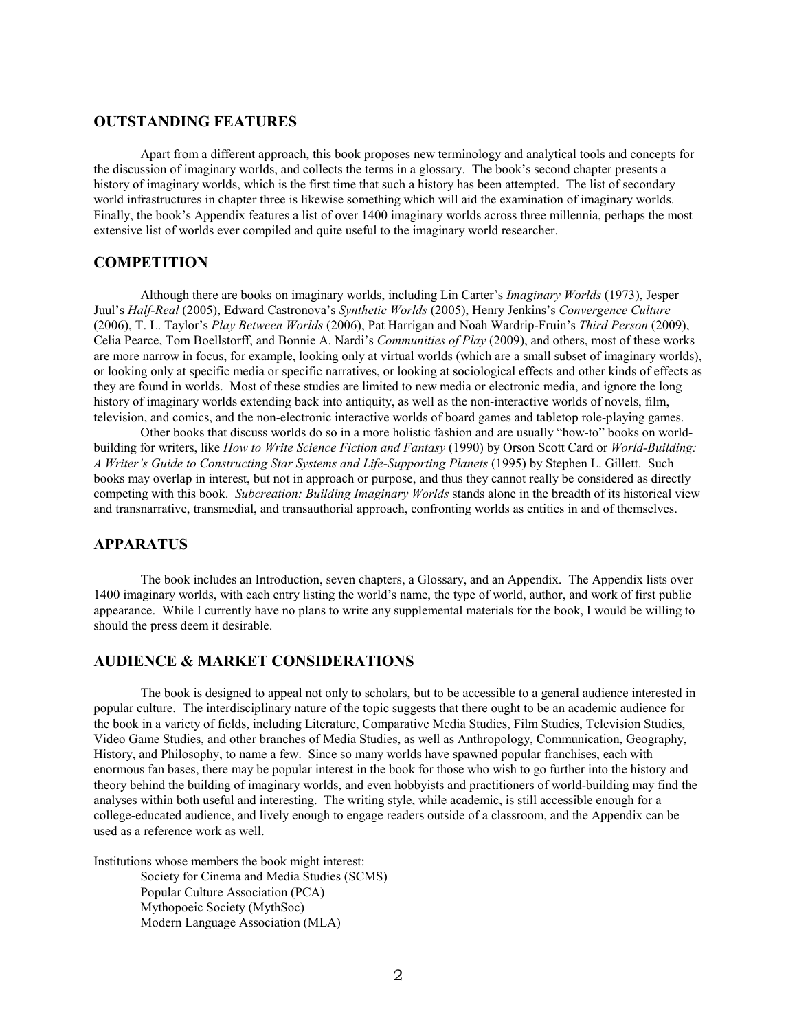## OUTSTANDING FEATURES

Apart from a different approach, this book proposes new terminology and analytical tools and concepts for the discussion of imaginary worlds, and collects the terms in a glossary. The book's second chapter presents a history of imaginary worlds, which is the first time that such a history has been attempted. The list of secondary world infrastructures in chapter three is likewise something which will aid the examination of imaginary worlds. Finally, the book's Appendix features a list of over 1400 imaginary worlds across three millennia, perhaps the most extensive list of worlds ever compiled and quite useful to the imaginary world researcher.

## COMPETITION

Although there are books on imaginary worlds, including Lin Carter's *Imaginary Worlds* (1973), Jesper Juul's *Half-Real* (2005), Edward Castronova's *Synthetic Worlds* (2005), Henry Jenkins's *Convergence Culture* (2006), T. L. Taylor's *Play Between Worlds* (2006), Pat Harrigan and Noah Wardrip-Fruin's *Third Person* (2009), Celia Pearce, Tom Boellstorff, and Bonnie A. Nardi's *Communities of Play* (2009), and others, most of these works are more narrow in focus, for example, looking only at virtual worlds (which are a small subset of imaginary worlds), or looking only at specific media or specific narratives, or looking at sociological effects and other kinds of effects as they are found in worlds. Most of these studies are limited to new media or electronic media, and ignore the long history of imaginary worlds extending back into antiquity, as well as the non-interactive worlds of novels, film, television, and comics, and the non-electronic interactive worlds of board games and tabletop role-playing games.

Other books that discuss worlds do so in a more holistic fashion and are usually "how-to" books on world-building for writers, like *How to Write Science Fiction and Fantasy* (1990) by Orson Scott Card or *World-Building: A Writer's Guide to Constructing Star Systems and Life-Supporting Planets* (1995) by Stephen L. Gillett. Such books may overlap in interest, but not in approach or purpose, and thus they cannot really be considered as directly competing with this book. *Subcreation: Building Imaginary Worlds* stands alone in the breadth of its historical view and transnarrative, transmedial, and transauthorial approach, confronting worlds as entities in and of themselves.

## APPARATUS

The book includes an Introduction, seven chapters, a Glossary, and an Appendix. The Appendix lists over 1400 imaginary worlds, with each entry listing the world's name, the type of world, author, and work of first public appearance. While I currently have no plans to write any supplemental materials for the book, I would be willing to should the press deem it desirable.

## AUDIENCE & MARKET CONSIDERATIONS

The book is designed to appeal not only to scholars, but to be accessible to a general audience interested in popular culture. The interdisciplinary nature of the topic suggests that there ought to be an academic audience for the book in a variety of fields, including Literature, Comparative Media Studies, Film Studies, Television Studies, Video Game Studies, and other branches of Media Studies, as well as Anthropology, Communication, Geography, History, and Philosophy, to name a few. Since so many worlds have spawned popular franchises, each with enormous fan bases, there may be popular interest in the book for those who wish to go further into the history and theory behind the building of imaginary worlds, and even hobbyists and practitioners of world-building may find the analyses within both useful and interesting. The writing style, while academic, is still accessible enough for a college-educated audience, and lively enough to engage readers outside of a classroom, and the Appendix can be used as a reference work as well.

Institutions whose members the book might interest:

- Society for Cinema and Media Studies (SCMS)
- Popular Culture Association (PCA)
- Mythopoeic Society (MythSoc)
- Modern Language Association (MLA)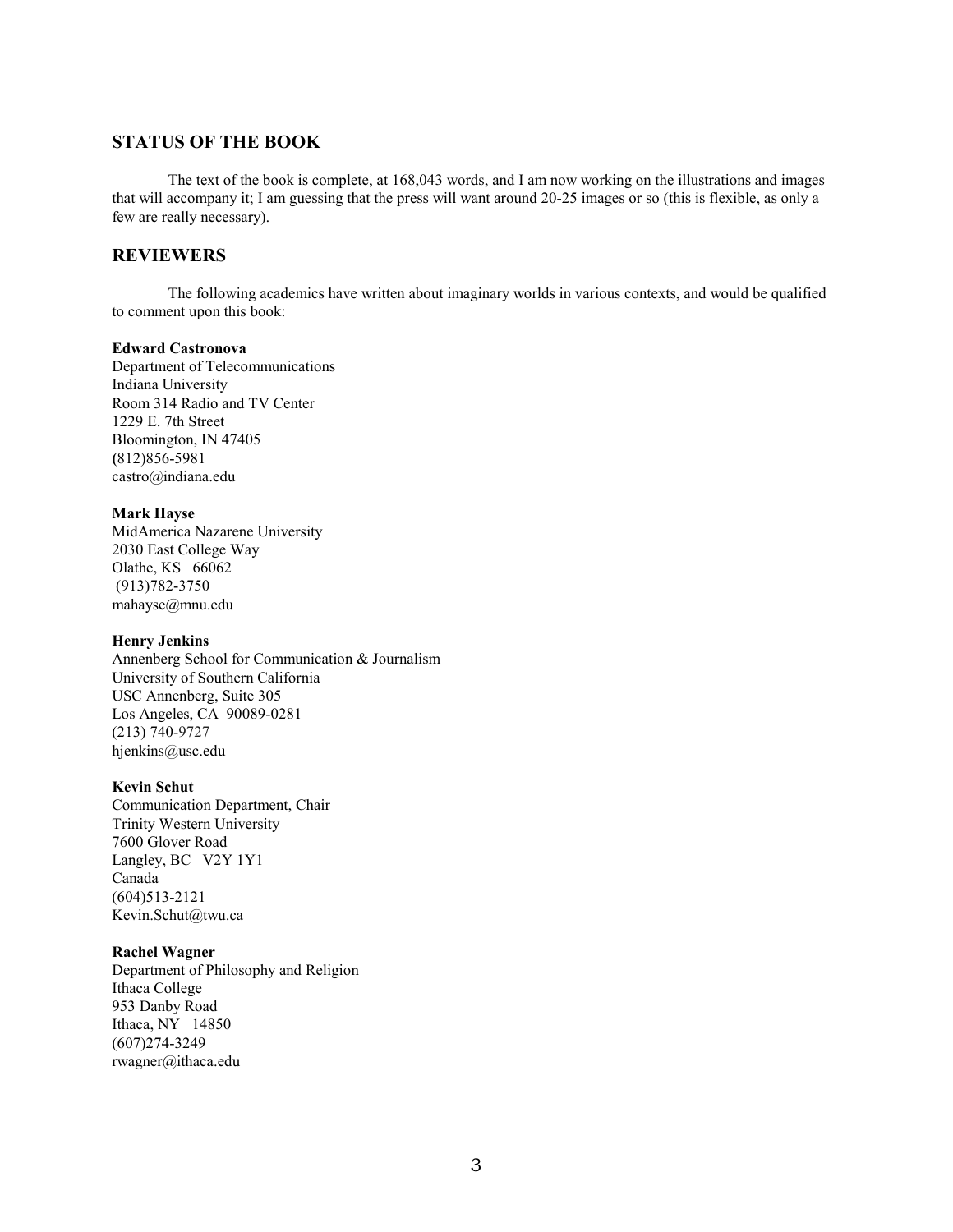## STATUS OF THE BOOK

The text of the book is complete, at 168,043 words, and I am now working on the illustrations and images that will accompany it; I am guessing that the press will want around 20-25 images or so (this is flexible, as only a few are really necessary).

## REVIEWERS

The following academics have written about imaginary worlds in various contexts, and would be qualified to comment upon this book:

**Edward Castronova**
Department of Telecommunications
Indiana University
Room 314 Radio and TV Center
1229 E. 7th Street
Bloomington, IN 47405
(812)856-5981
castro@indiana.edu

**Mark Hayse**
MidAmerica Nazarene University
2030 East College Way
Olathe, KS 66062
(913)782-3750
mahayse@mnu.edu

**Henry Jenkins**
Annenberg School for Communication & Journalism
University of Southern California
USC Annenberg, Suite 305
Los Angeles, CA 90089-0281
(213) 740-9727
hjenkins@usc.edu

**Kevin Schut**
Communication Department, Chair
Trinity Western University
7600 Glover Road
Langley, BC V2Y 1Y1
Canada
(604)513-2121
Kevin.Schut@twu.ca

**Rachel Wagner**
Department of Philosophy and Religion
Ithaca College
953 Danby Road
Ithaca, NY 14850
(607)274-3249
rwagner@ithaca.edu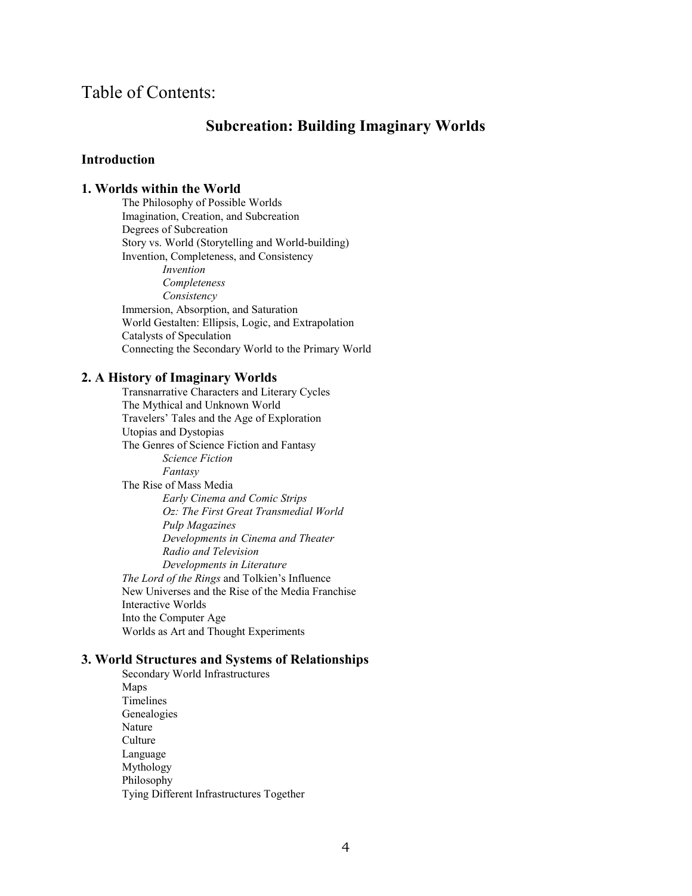# Table of Contents:

## Subcreation: Building Imaginary Worlds

### Introduction

### 1. Worlds within the World

- The Philosophy of Possible Worlds
- Imagination, Creation, and Subcreation
- Degrees of Subcreation
- Story vs. World (Storytelling and World-building)
- Invention, Completeness, and Consistency
    - *Invention*
    - *Completeness*
    - *Consistency*
- Immersion, Absorption, and Saturation
- World Gestalten: Ellipsis, Logic, and Extrapolation
- Catalysts of Speculation
- Connecting the Secondary World to the Primary World

### 2. A History of Imaginary Worlds

- Transnarrative Characters and Literary Cycles
- The Mythical and Unknown World
- Travelers' Tales and the Age of Exploration
- Utopias and Dystopias
- The Genres of Science Fiction and Fantasy
    - *Science Fiction*
    - *Fantasy*
- The Rise of Mass Media
    - *Early Cinema and Comic Strips*
    - *Oz: The First Great Transmedial World*
    - *Pulp Magazines*
    - *Developments in Cinema and Theater*
    - *Radio and Television*
    - *Developments in Literature*
- *The Lord of the Rings* and Tolkien's Influence
- New Universes and the Rise of the Media Franchise
- Interactive Worlds
- Into the Computer Age
- Worlds as Art and Thought Experiments

### 3. World Structures and Systems of Relationships

- Secondary World Infrastructures
- Maps
- Timelines
- Genealogies
- Nature
- Culture
- Language
- Mythology
- Philosophy
- Tying Different Infrastructures Together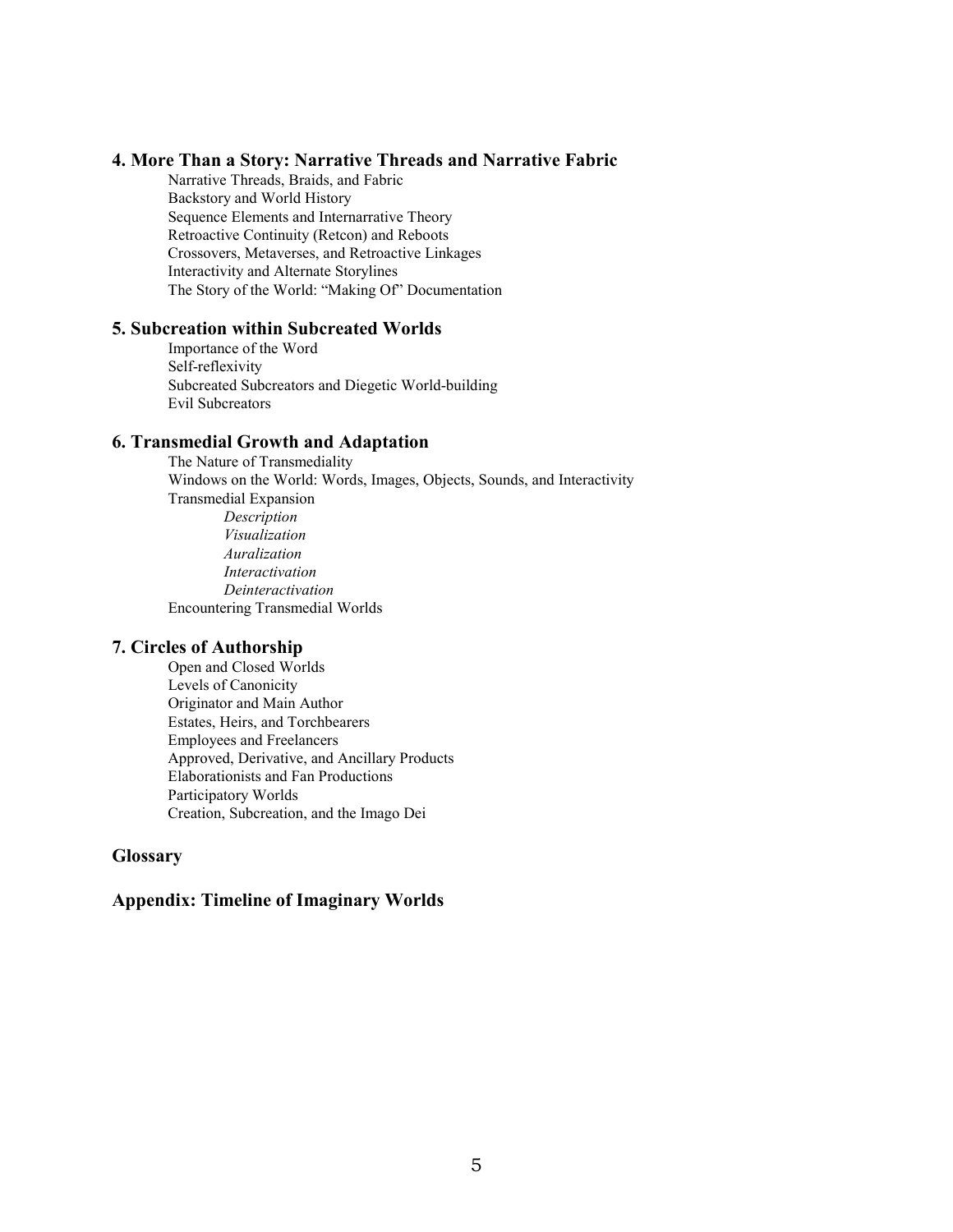## 4. More Than a Story: Narrative Threads and Narrative Fabric

Narrative Threads, Braids, and Fabric
Backstory and World History
Sequence Elements and Internarrative Theory
Retroactive Continuity (Retcon) and Reboots
Crossovers, Metaverses, and Retroactive Linkages
Interactivity and Alternate Storylines
The Story of the World: "Making Of" Documentation

## 5. Subcreation within Subcreated Worlds

Importance of the Word
Self-reflexivity
Subcreated Subcreators and Diegetic World-building
Evil Subcreators

## 6. Transmedial Growth and Adaptation

The Nature of Transmediality
Windows on the World: Words, Images, Objects, Sounds, and Interactivity
Transmedial Expansion

*Description*
*Visualization*
*Auralization*
*Interactivation*
*Deinteractivation*

Encountering Transmedial Worlds

## 7. Circles of Authorship

Open and Closed Worlds
Levels of Canonicity
Originator and Main Author
Estates, Heirs, and Torchbearers
Employees and Freelancers
Approved, Derivative, and Ancillary Products
Elaborationists and Fan Productions
Participatory Worlds
Creation, Subcreation, and the Imago Dei

## Glossary

## Appendix: Timeline of Imaginary Worlds